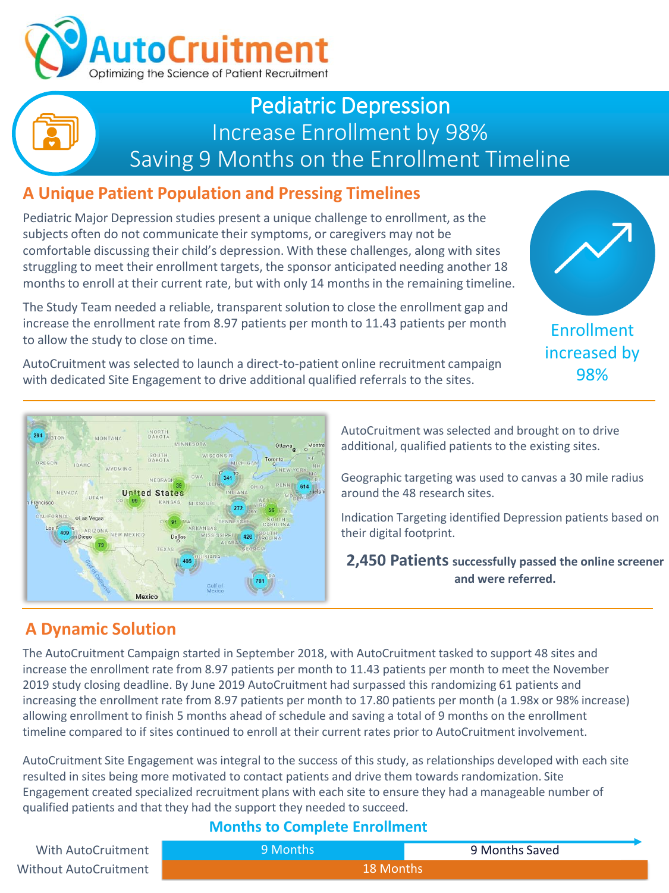# AutoCruitment

Optimizing the Science of Patient Recruitment

## Pediatric Depression
## Increase Enrollment by 98%
## Saving 9 Months on the Enrollment Timeline

## A Unique Patient Population and Pressing Timelines

Pediatric Major Depression studies present a unique challenge to enrollment, as the subjects often do not communicate their symptoms, or caregivers may not be comfortable discussing their child's depression. With these challenges, along with sites struggling to meet their enrollment targets, the sponsor anticipated needing another 18 months to enroll at their current rate, but with only 14 months in the remaining timeline.

The Study Team needed a reliable, transparent solution to close the enrollment gap and increase the enrollment rate from 8.97 patients per month to 11.43 patients per month to allow the study to close on time.

AutoCruitment was selected to launch a direct-to-patient online recruitment campaign with dedicated Site Engagement to drive additional qualified referrals to the sites.

Enrollment increased by 98%

AutoCruitment was selected and brought on to drive additional, qualified patients to the existing sites.

Geographic targeting was used to canvas a 30 mile radius around the 48 research sites.

Indication Targeting identified Depression patients based on their digital footprint.

**2,450 Patients successfully passed the online screener and were referred.**

## A Dynamic Solution

The AutoCruitment Campaign started in September 2018, with AutoCruitment tasked to support 48 sites and increase the enrollment rate from 8.97 patients per month to 11.43 patients per month to meet the November 2019 study closing deadline. By June 2019 AutoCruitment had surpassed this randomizing 61 patients and increasing the enrollment rate from 8.97 patients per month to 17.80 patients per month (a 1.98x or 98% increase) allowing enrollment to finish 5 months ahead of schedule and saving a total of 9 months on the enrollment timeline compared to if sites continued to enroll at their current rates prior to AutoCruitment involvement.

AutoCruitment Site Engagement was integral to the success of this study, as relationships developed with each site resulted in sites being more motivated to contact patients and drive them towards randomization. Site Engagement created specialized recruitment plans with each site to ensure they had a manageable number of qualified patients and that they had the support they needed to succeed.

### Months to Complete Enrollment

| | | |
|---|---|---|
| With AutoCruitment | 9 Months | 9 Months Saved |
| Without AutoCruitment | 18 Months | |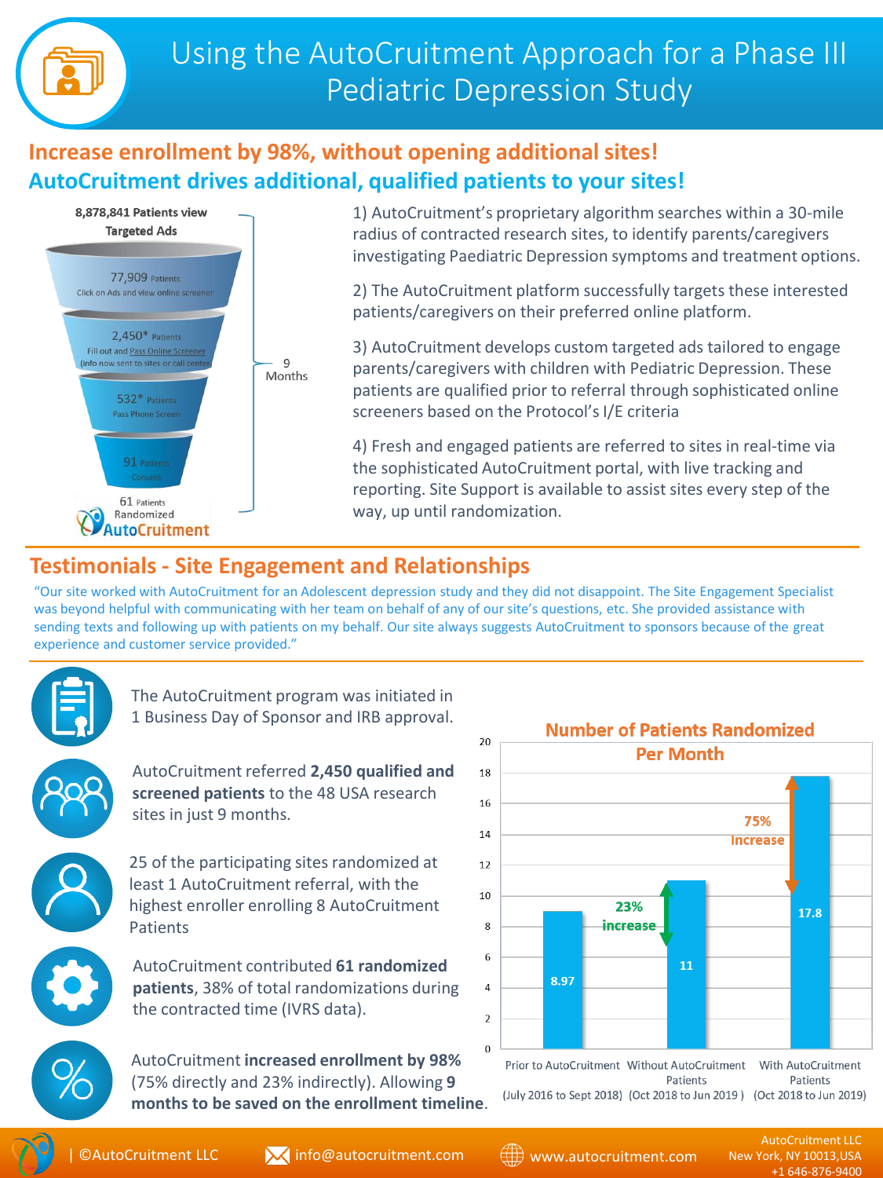# Using the AutoCruitment Approach for a Phase III Pediatric Depression Study

## Increase enrollment by 98%, without opening additional sites!

## AutoCruitment drives additional, qualified patients to your sites!

8,878,841 Patients view Targeted Ads

77,909 Patients
Click on Ads and view online screener

2,450* Patients
Fill out and Pass Online Screener
(info now sent to sites or call center)

532* Patients
Pass Phone Screen

91 Patients
Consent

61 Patients
Randomized

9 Months

AutoCruitment

1) AutoCruitment's proprietary algorithm searches within a 30-mile radius of contracted research sites, to identify parents/caregivers investigating Paediatric Depression symptoms and treatment options.

2) The AutoCruitment platform successfully targets these interested patients/caregivers on their preferred online platform.

3) AutoCruitment develops custom targeted ads tailored to engage parents/caregivers with children with Pediatric Depression. These patients are qualified prior to referral through sophisticated online screeners based on the Protocol's I/E criteria

4) Fresh and engaged patients are referred to sites in real-time via the sophisticated AutoCruitment portal, with live tracking and reporting. Site Support is available to assist sites every step of the way, up until randomization.

## Testimonials - Site Engagement and Relationships

"Our site worked with AutoCruitment for an Adolescent depression study and they did not disappoint. The Site Engagement Specialist was beyond helpful with communicating with her team on behalf of any of our site's questions, etc. She provided assistance with sending texts and following up with patients on my behalf. Our site always suggests AutoCruitment to sponsors because of the great experience and customer service provided."

The AutoCruitment program was initiated in 1 Business Day of Sponsor and IRB approval.

AutoCruitment referred **2,450 qualified and screened patients** to the 48 USA research sites in just 9 months.

25 of the participating sites randomized at least 1 AutoCruitment referral, with the highest enroller enrolling 8 AutoCruitment Patients

AutoCruitment contributed **61 randomized patients**, 38% of total randomizations during the contracted time (IVRS data).

AutoCruitment **increased enrollment by 98%** (75% directly and 23% indirectly). Allowing **9 months to be saved on the enrollment timeline.**

**Number of Patients Randomized Per Month**

0
2
4
6
8
10
12
14
16
18
20

8.97
11
17.8

23% increase
75% Increase

Prior to AutoCruitment (July 2016 to Sept 2018)
Without AutoCruitment Patients (Oct 2018 to Jun 2019)
With AutoCruitment Patients (Oct 2018 to Jun 2019)

| ©AutoCruitment LLC   info@autocruitment.com   www.autocruitment.com   AutoCruitment LLC New York, NY 10013,USA +1 646-876-9400